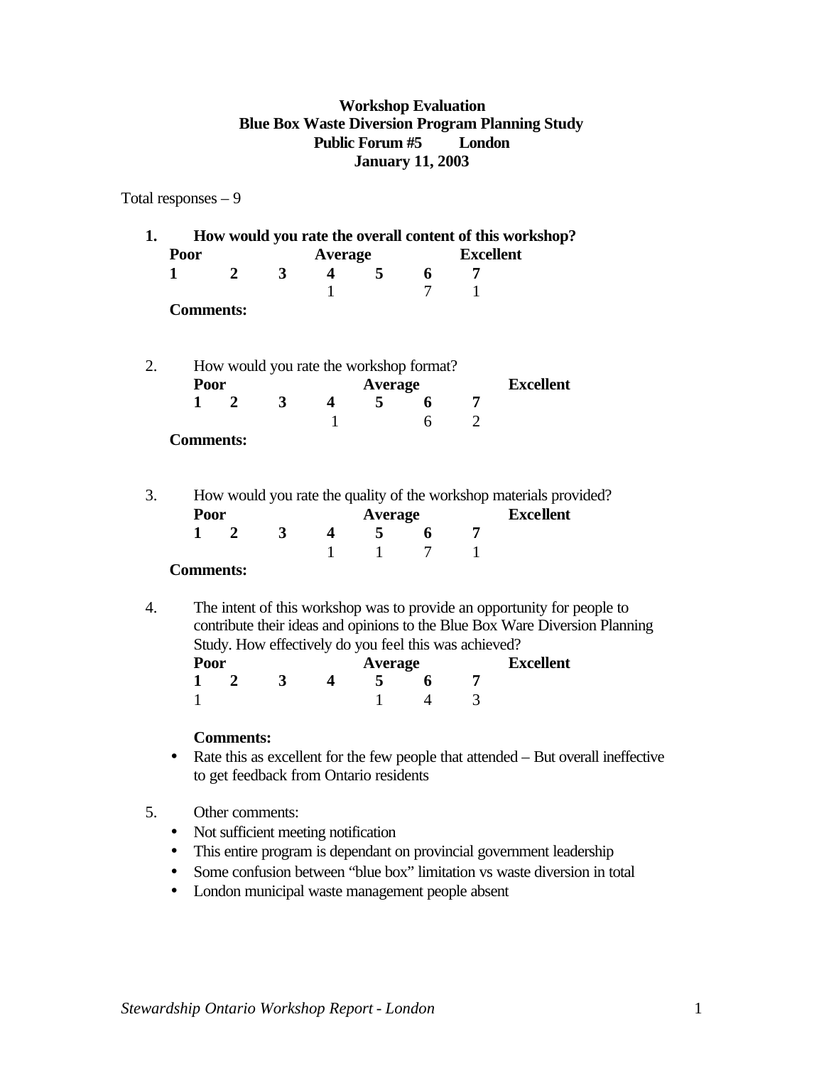**Workshop Evaluation**
**Blue Box Waste Diversion Program Planning Study**
**Public Forum #5 London**
**January 11, 2003**

Total responses – 9

**1. How would you rate the overall content of this workshop?**

| Poor | | | Average | | | Excellent |
|---|---|---|---|---|---|---|
| **1** | **2** | **3** | **4** | **5** | **6** | **7** |
| | | | 1 | | 7 | 1 |

**Comments:**

2. How would you rate the workshop format?

| Poor | | | Average | | | Excellent |
|---|---|---|---|---|---|---|
| **1** | **2** | **3** | **4** | **5** | **6** | **7** |
| | | | 1 | | 6 | 2 |

**Comments:**

3. How would you rate the quality of the workshop materials provided?

| Poor | | | Average | | | Excellent |
|---|---|---|---|---|---|---|
| **1** | **2** | **3** | **4** | **5** | **6** | **7** |
| | | | 1 | 1 | 7 | 1 |

**Comments:**

4. The intent of this workshop was to provide an opportunity for people to contribute their ideas and opinions to the Blue Box Ware Diversion Planning Study. How effectively do you feel this was achieved?

| Poor | | | Average | | | Excellent |
|---|---|---|---|---|---|---|
| **1** | **2** | **3** | **4** | **5** | **6** | **7** |
| 1 | | | | 1 | 4 | 3 |

**Comments:**

- Rate this as excellent for the few people that attended – But overall ineffective to get feedback from Ontario residents

5. Other comments:

- Not sufficient meeting notification
- This entire program is dependant on provincial government leadership
- Some confusion between "blue box" limitation vs waste diversion in total
- London municipal waste management people absent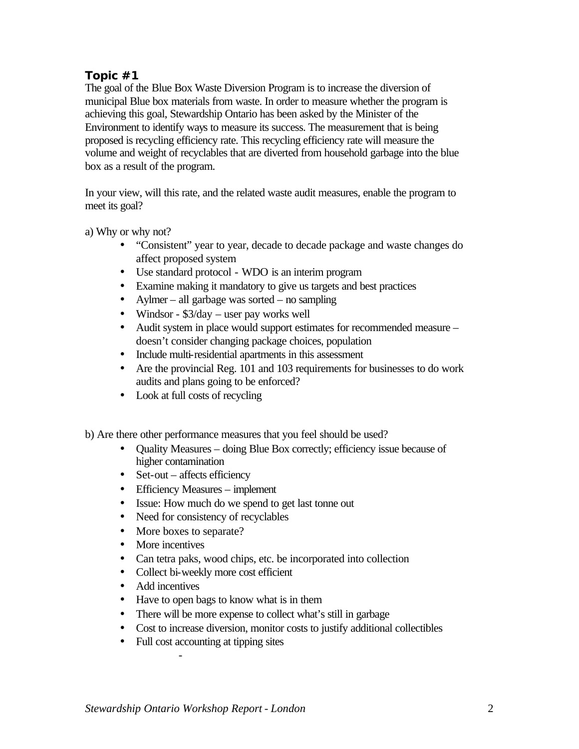## Topic #1

The goal of the Blue Box Waste Diversion Program is to increase the diversion of municipal Blue box materials from waste. In order to measure whether the program is achieving this goal, Stewardship Ontario has been asked by the Minister of the Environment to identify ways to measure its success. The measurement that is being proposed is recycling efficiency rate. This recycling efficiency rate will measure the volume and weight of recyclables that are diverted from household garbage into the blue box as a result of the program.

In your view, will this rate, and the related waste audit measures, enable the program to meet its goal?

a) Why or why not?

- "Consistent" year to year, decade to decade package and waste changes do affect proposed system
- Use standard protocol - WDO is an interim program
- Examine making it mandatory to give us targets and best practices
- Aylmer – all garbage was sorted – no sampling
- Windsor - $3/day – user pay works well
- Audit system in place would support estimates for recommended measure – doesn't consider changing package choices, population
- Include multi-residential apartments in this assessment
- Are the provincial Reg. 101 and 103 requirements for businesses to do work audits and plans going to be enforced?
- Look at full costs of recycling

b) Are there other performance measures that you feel should be used?

- Quality Measures – doing Blue Box correctly; efficiency issue because of higher contamination
- Set-out – affects efficiency
- Efficiency Measures – implement
- Issue: How much do we spend to get last tonne out
- Need for consistency of recyclables
- More boxes to separate?
- More incentives
- Can tetra paks, wood chips, etc. be incorporated into collection
- Collect bi-weekly more cost efficient
- Add incentives
- Have to open bags to know what is in them
- There will be more expense to collect what's still in garbage
- Cost to increase diversion, monitor costs to justify additional collectibles
- Full cost accounting at tipping sites
  -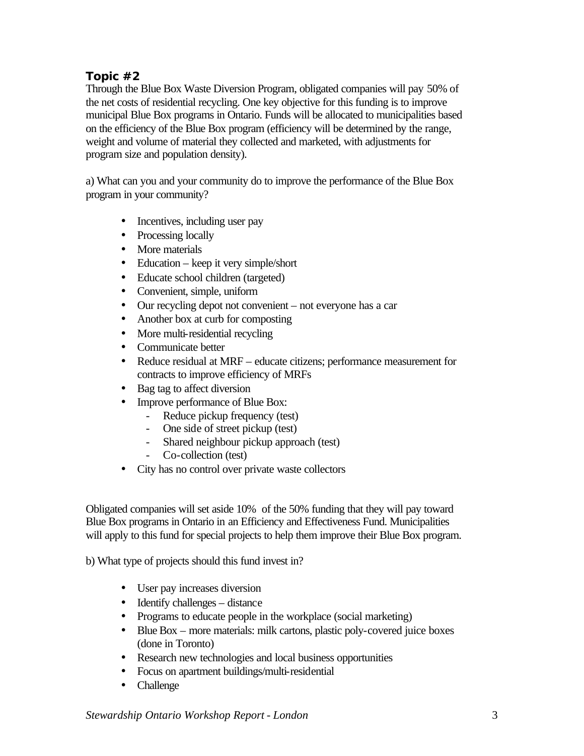## Topic #2

Through the Blue Box Waste Diversion Program, obligated companies will pay 50% of the net costs of residential recycling. One key objective for this funding is to improve municipal Blue Box programs in Ontario. Funds will be allocated to municipalities based on the efficiency of the Blue Box program (efficiency will be determined by the range, weight and volume of material they collected and marketed, with adjustments for program size and population density).

a) What can you and your community do to improve the performance of the Blue Box program in your community?

- Incentives, including user pay
- Processing locally
- More materials
- Education – keep it very simple/short
- Educate school children (targeted)
- Convenient, simple, uniform
- Our recycling depot not convenient – not everyone has a car
- Another box at curb for composting
- More multi-residential recycling
- Communicate better
- Reduce residual at MRF – educate citizens; performance measurement for contracts to improve efficiency of MRFs
- Bag tag to affect diversion
- Improve performance of Blue Box:
  - Reduce pickup frequency (test)
  - One side of street pickup (test)
  - Shared neighbour pickup approach (test)
  - Co-collection (test)
- City has no control over private waste collectors

Obligated companies will set aside 10% of the 50% funding that they will pay toward Blue Box programs in Ontario in an Efficiency and Effectiveness Fund. Municipalities will apply to this fund for special projects to help them improve their Blue Box program.

b) What type of projects should this fund invest in?

- User pay increases diversion
- Identify challenges – distance
- Programs to educate people in the workplace (social marketing)
- Blue Box – more materials: milk cartons, plastic poly-covered juice boxes (done in Toronto)
- Research new technologies and local business opportunities
- Focus on apartment buildings/multi-residential
- Challenge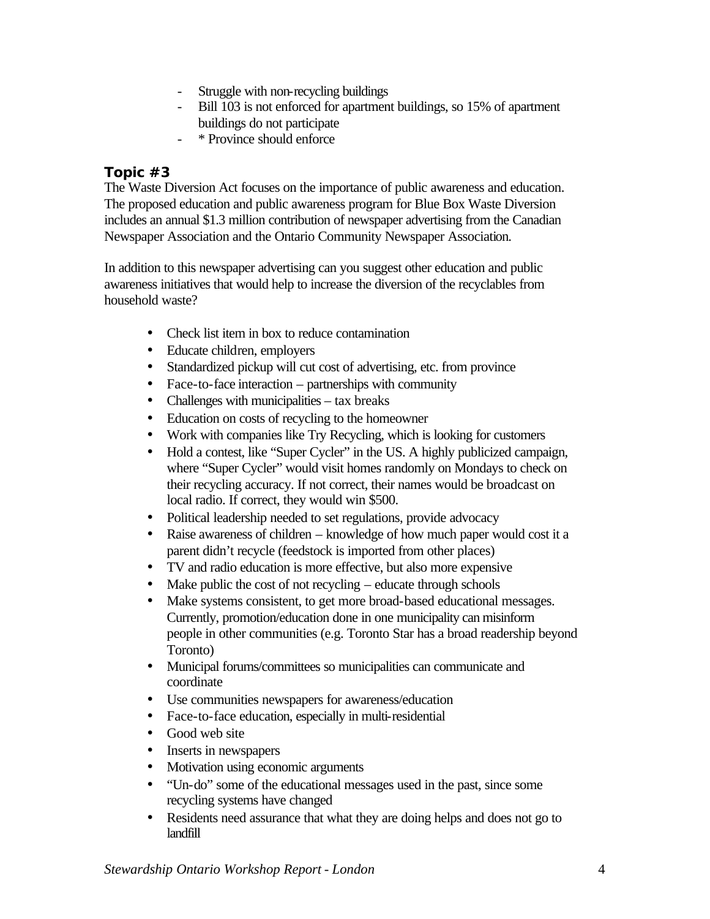- Struggle with non-recycling buildings
- Bill 103 is not enforced for apartment buildings, so 15% of apartment buildings do not participate
- * Province should enforce

## Topic #3

The Waste Diversion Act focuses on the importance of public awareness and education. The proposed education and public awareness program for Blue Box Waste Diversion includes an annual $1.3 million contribution of newspaper advertising from the Canadian Newspaper Association and the Ontario Community Newspaper Association.

In addition to this newspaper advertising can you suggest other education and public awareness initiatives that would help to increase the diversion of the recyclables from household waste?

- Check list item in box to reduce contamination
- Educate children, employers
- Standardized pickup will cut cost of advertising, etc. from province
- Face-to-face interaction – partnerships with community
- Challenges with municipalities – tax breaks
- Education on costs of recycling to the homeowner
- Work with companies like Try Recycling, which is looking for customers
- Hold a contest, like "Super Cycler" in the US. A highly publicized campaign, where "Super Cycler" would visit homes randomly on Mondays to check on their recycling accuracy. If not correct, their names would be broadcast on local radio. If correct, they would win $500.
- Political leadership needed to set regulations, provide advocacy
- Raise awareness of children – knowledge of how much paper would cost it a parent didn't recycle (feedstock is imported from other places)
- TV and radio education is more effective, but also more expensive
- Make public the cost of not recycling – educate through schools
- Make systems consistent, to get more broad-based educational messages. Currently, promotion/education done in one municipality can misinform people in other communities (e.g. Toronto Star has a broad readership beyond Toronto)
- Municipal forums/committees so municipalities can communicate and coordinate
- Use communities newspapers for awareness/education
- Face-to-face education, especially in multi-residential
- Good web site
- Inserts in newspapers
- Motivation using economic arguments
- "Un-do" some of the educational messages used in the past, since some recycling systems have changed
- Residents need assurance that what they are doing helps and does not go to landfill